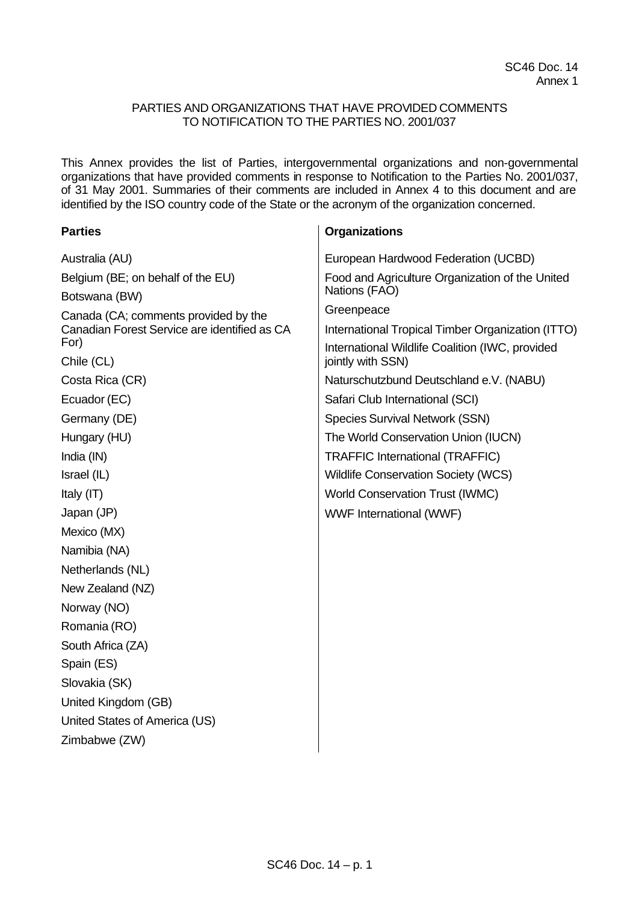SC46 Doc. 14
Annex 1

## PARTIES AND ORGANIZATIONS THAT HAVE PROVIDED COMMENTS TO NOTIFICATION TO THE PARTIES NO. 2001/037

This Annex provides the list of Parties, intergovernmental organizations and non-governmental organizations that have provided comments in response to Notification to the Parties No. 2001/037, of 31 May 2001. Summaries of their comments are included in Annex 4 to this document and are identified by the ISO country code of the State or the acronym of the organization concerned.

**Parties**

Australia (AU)

Belgium (BE; on behalf of the EU)

Botswana (BW)

Canada (CA; comments provided by the Canadian Forest Service are identified as CA For)

Chile (CL)

Costa Rica (CR)

Ecuador (EC)

Germany (DE)

Hungary (HU)

India (IN)

Israel (IL)

Italy (IT)

Japan (JP)

Mexico (MX)

Namibia (NA)

Netherlands (NL)

New Zealand (NZ)

Norway (NO)

Romania (RO)

South Africa (ZA)

Spain (ES)

Slovakia (SK)

United Kingdom (GB)

United States of America (US)

Zimbabwe (ZW)

**Organizations**

European Hardwood Federation (UCBD)

Food and Agriculture Organization of the United Nations (FAO)

Greenpeace

International Tropical Timber Organization (ITTO)

International Wildlife Coalition (IWC, provided jointly with SSN)

Naturschutzbund Deutschland e.V. (NABU)

Safari Club International (SCI)

Species Survival Network (SSN)

The World Conservation Union (IUCN)

TRAFFIC International (TRAFFIC)

Wildlife Conservation Society (WCS)

World Conservation Trust (IWMC)

WWF International (WWF)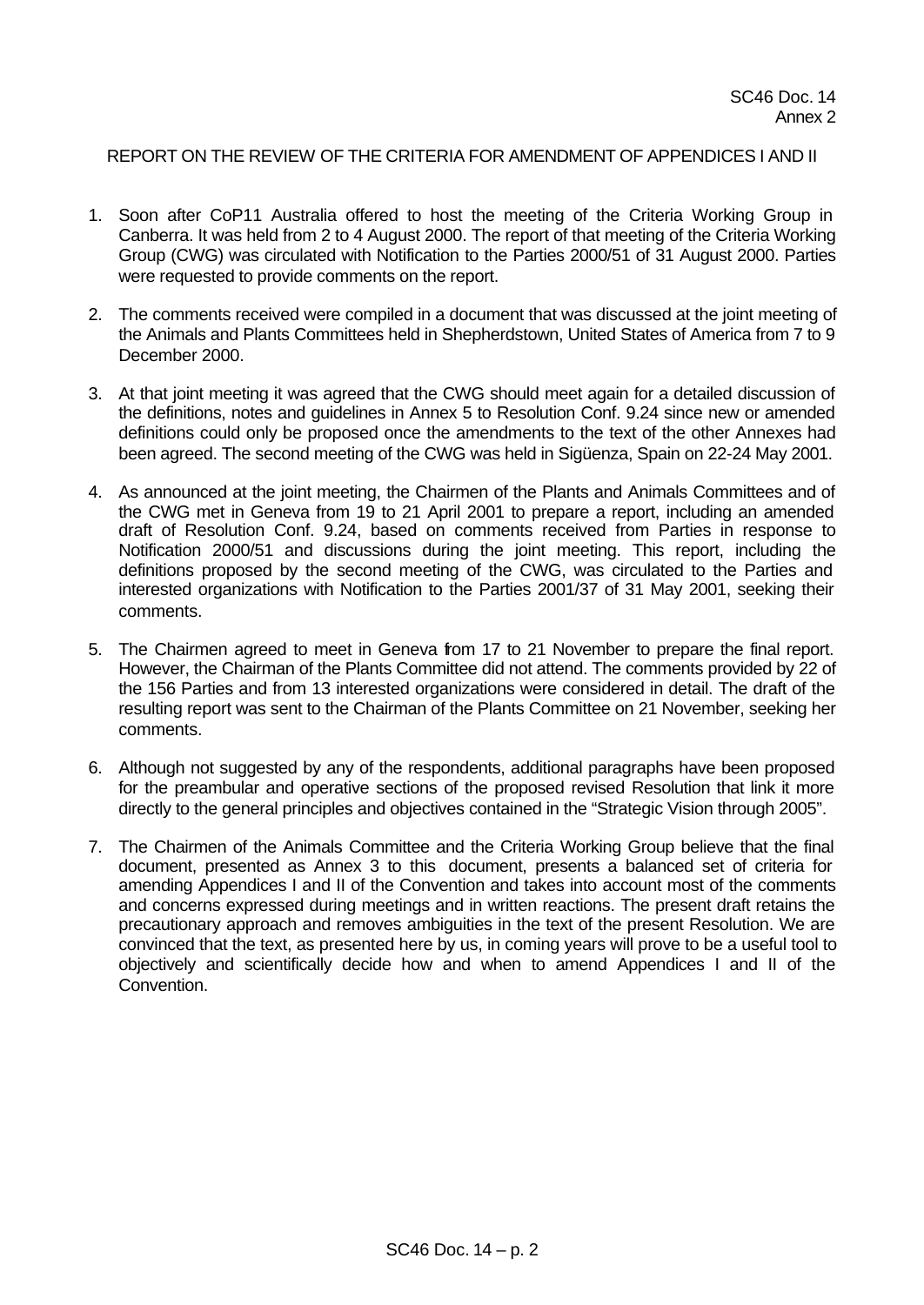SC46 Doc. 14
Annex 2

REPORT ON THE REVIEW OF THE CRITERIA FOR AMENDMENT OF APPENDICES I AND II

1. Soon after CoP11 Australia offered to host the meeting of the Criteria Working Group in Canberra. It was held from 2 to 4 August 2000. The report of that meeting of the Criteria Working Group (CWG) was circulated with Notification to the Parties 2000/51 of 31 August 2000. Parties were requested to provide comments on the report.

2. The comments received were compiled in a document that was discussed at the joint meeting of the Animals and Plants Committees held in Shepherdstown, United States of America from 7 to 9 December 2000.

3. At that joint meeting it was agreed that the CWG should meet again for a detailed discussion of the definitions, notes and guidelines in Annex 5 to Resolution Conf. 9.24 since new or amended definitions could only be proposed once the amendments to the text of the other Annexes had been agreed. The second meeting of the CWG was held in Sigüenza, Spain on 22-24 May 2001.

4. As announced at the joint meeting, the Chairmen of the Plants and Animals Committees and of the CWG met in Geneva from 19 to 21 April 2001 to prepare a report, including an amended draft of Resolution Conf. 9.24, based on comments received from Parties in response to Notification 2000/51 and discussions during the joint meeting. This report, including the definitions proposed by the second meeting of the CWG, was circulated to the Parties and interested organizations with Notification to the Parties 2001/37 of 31 May 2001, seeking their comments.

5. The Chairmen agreed to meet in Geneva from 17 to 21 November to prepare the final report. However, the Chairman of the Plants Committee did not attend. The comments provided by 22 of the 156 Parties and from 13 interested organizations were considered in detail. The draft of the resulting report was sent to the Chairman of the Plants Committee on 21 November, seeking her comments.

6. Although not suggested by any of the respondents, additional paragraphs have been proposed for the preambular and operative sections of the proposed revised Resolution that link it more directly to the general principles and objectives contained in the "Strategic Vision through 2005".

7. The Chairmen of the Animals Committee and the Criteria Working Group believe that the final document, presented as Annex 3 to this document, presents a balanced set of criteria for amending Appendices I and II of the Convention and takes into account most of the comments and concerns expressed during meetings and in written reactions. The present draft retains the precautionary approach and removes ambiguities in the text of the present Resolution. We are convinced that the text, as presented here by us, in coming years will prove to be a useful tool to objectively and scientifically decide how and when to amend Appendices I and II of the Convention.